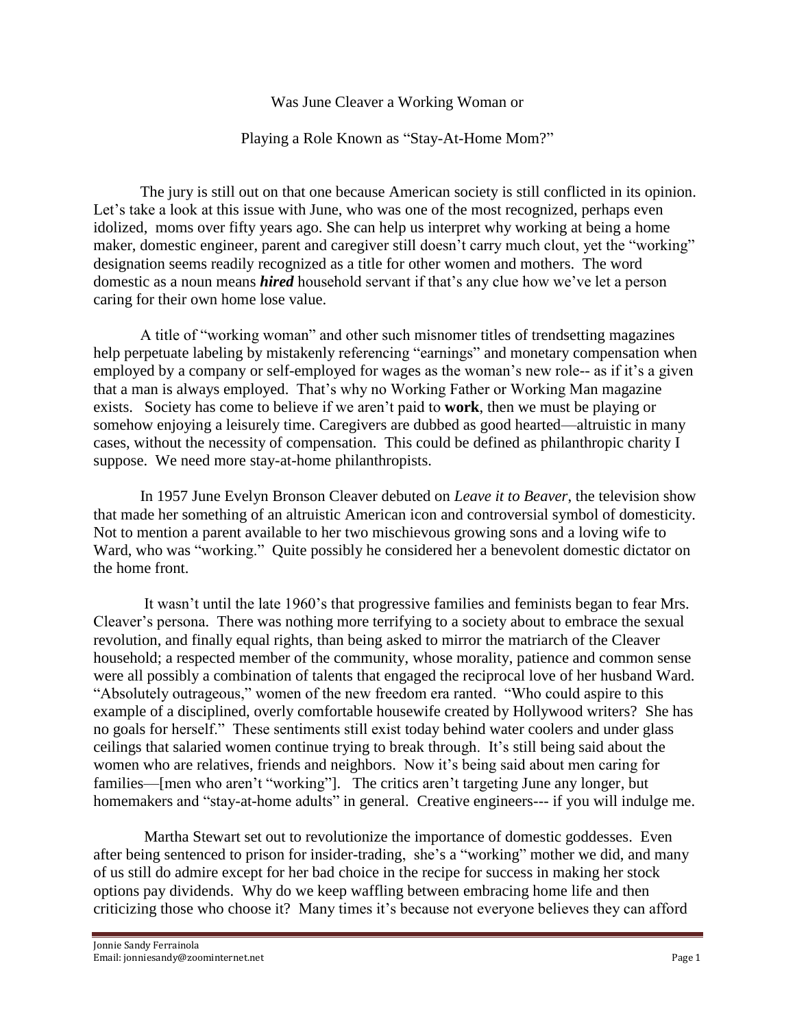# Was June Cleaver a Working Woman or Playing a Role Known as "Stay-At-Home Mom?"

The jury is still out on that one because American society is still conflicted in its opinion. Let's take a look at this issue with June, who was one of the most recognized, perhaps even idolized, moms over fifty years ago. She can help us interpret why working at being a home maker, domestic engineer, parent and caregiver still doesn't carry much clout, yet the "working" designation seems readily recognized as a title for other women and mothers. The word domestic as a noun means ***hired*** household servant if that's any clue how we've let a person caring for their own home lose value.

A title of "working woman" and other such misnomer titles of trendsetting magazines help perpetuate labeling by mistakenly referencing "earnings" and monetary compensation when employed by a company or self-employed for wages as the woman's new role-- as if it's a given that a man is always employed. That's why no Working Father or Working Man magazine exists. Society has come to believe if we aren't paid to **work**, then we must be playing or somehow enjoying a leisurely time. Caregivers are dubbed as good hearted—altruistic in many cases, without the necessity of compensation. This could be defined as philanthropic charity I suppose. We need more stay-at-home philanthropists.

In 1957 June Evelyn Bronson Cleaver debuted on *Leave it to Beaver*, the television show that made her something of an altruistic American icon and controversial symbol of domesticity. Not to mention a parent available to her two mischievous growing sons and a loving wife to Ward, who was "working." Quite possibly he considered her a benevolent domestic dictator on the home front.

It wasn't until the late 1960's that progressive families and feminists began to fear Mrs. Cleaver's persona. There was nothing more terrifying to a society about to embrace the sexual revolution, and finally equal rights, than being asked to mirror the matriarch of the Cleaver household; a respected member of the community, whose morality, patience and common sense were all possibly a combination of talents that engaged the reciprocal love of her husband Ward. "Absolutely outrageous," women of the new freedom era ranted. "Who could aspire to this example of a disciplined, overly comfortable housewife created by Hollywood writers? She has no goals for herself." These sentiments still exist today behind water coolers and under glass ceilings that salaried women continue trying to break through. It's still being said about the women who are relatives, friends and neighbors. Now it's being said about men caring for families—[men who aren't "working"]. The critics aren't targeting June any longer, but homemakers and "stay-at-home adults" in general. Creative engineers--- if you will indulge me.

Martha Stewart set out to revolutionize the importance of domestic goddesses. Even after being sentenced to prison for insider-trading, she's a "working" mother we did, and many of us still do admire except for her bad choice in the recipe for success in making her stock options pay dividends. Why do we keep waffling between embracing home life and then criticizing those who choose it? Many times it's because not everyone believes they can afford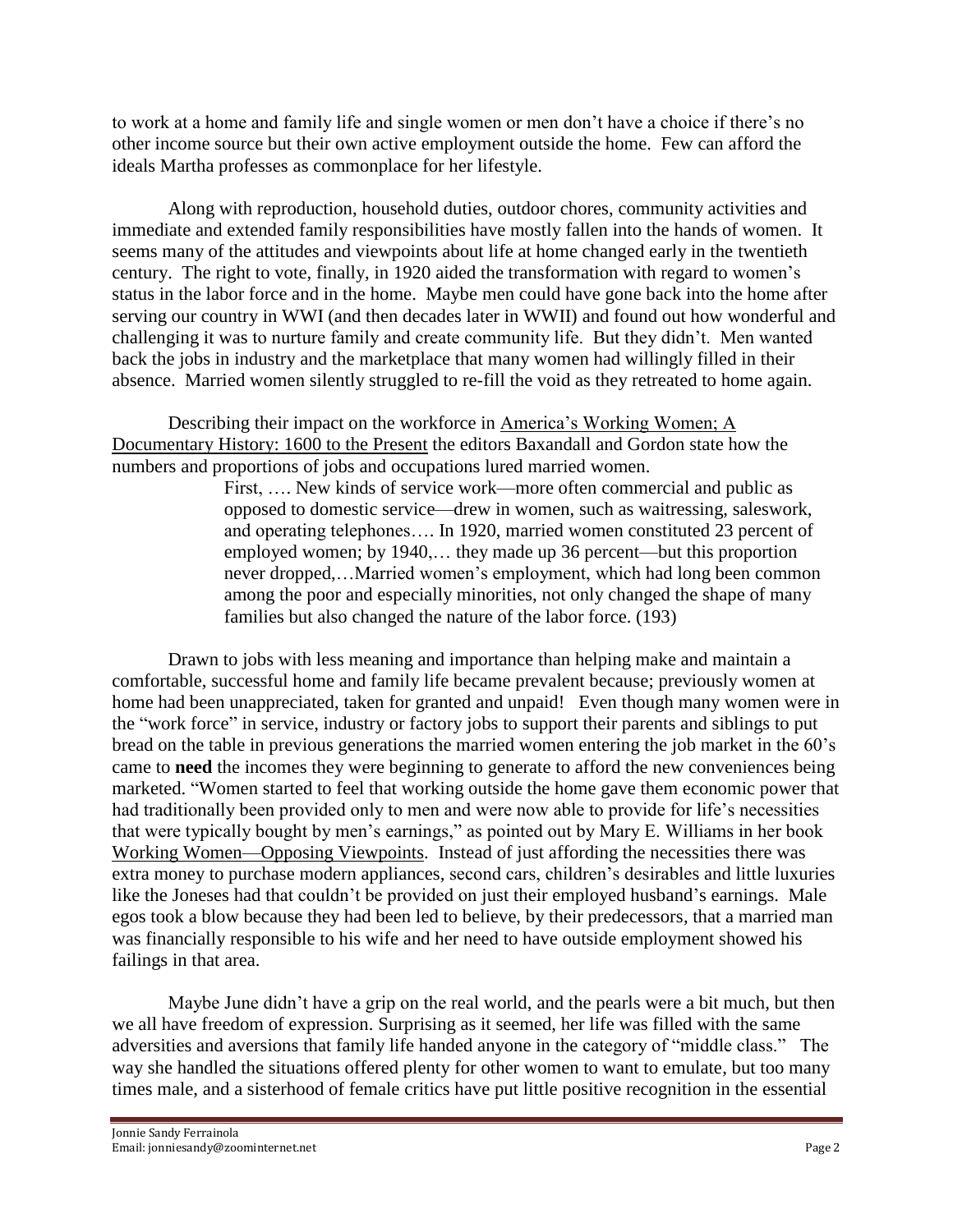to work at a home and family life and single women or men don't have a choice if there's no other income source but their own active employment outside the home. Few can afford the ideals Martha professes as commonplace for her lifestyle.

Along with reproduction, household duties, outdoor chores, community activities and immediate and extended family responsibilities have mostly fallen into the hands of women. It seems many of the attitudes and viewpoints about life at home changed early in the twentieth century. The right to vote, finally, in 1920 aided the transformation with regard to women's status in the labor force and in the home. Maybe men could have gone back into the home after serving our country in WWI (and then decades later in WWII) and found out how wonderful and challenging it was to nurture family and create community life. But they didn't. Men wanted back the jobs in industry and the marketplace that many women had willingly filled in their absence. Married women silently struggled to re-fill the void as they retreated to home again.

Describing their impact on the workforce in America's Working Women; A Documentary History: 1600 to the Present the editors Baxandall and Gordon state how the numbers and proportions of jobs and occupations lured married women.

> First, …. New kinds of service work—more often commercial and public as opposed to domestic service—drew in women, such as waitressing, saleswork, and operating telephones…. In 1920, married women constituted 23 percent of employed women; by 1940,… they made up 36 percent—but this proportion never dropped,…Married women's employment, which had long been common among the poor and especially minorities, not only changed the shape of many families but also changed the nature of the labor force. (193)

Drawn to jobs with less meaning and importance than helping make and maintain a comfortable, successful home and family life became prevalent because; previously women at home had been unappreciated, taken for granted and unpaid! Even though many women were in the "work force" in service, industry or factory jobs to support their parents and siblings to put bread on the table in previous generations the married women entering the job market in the 60's came to **need** the incomes they were beginning to generate to afford the new conveniences being marketed. "Women started to feel that working outside the home gave them economic power that had traditionally been provided only to men and were now able to provide for life's necessities that were typically bought by men's earnings," as pointed out by Mary E. Williams in her book Working Women—Opposing Viewpoints. Instead of just affording the necessities there was extra money to purchase modern appliances, second cars, children's desirables and little luxuries like the Joneses had that couldn't be provided on just their employed husband's earnings. Male egos took a blow because they had been led to believe, by their predecessors, that a married man was financially responsible to his wife and her need to have outside employment showed his failings in that area.

Maybe June didn't have a grip on the real world, and the pearls were a bit much, but then we all have freedom of expression. Surprising as it seemed, her life was filled with the same adversities and aversions that family life handed anyone in the category of "middle class." The way she handled the situations offered plenty for other women to want to emulate, but too many times male, and a sisterhood of female critics have put little positive recognition in the essential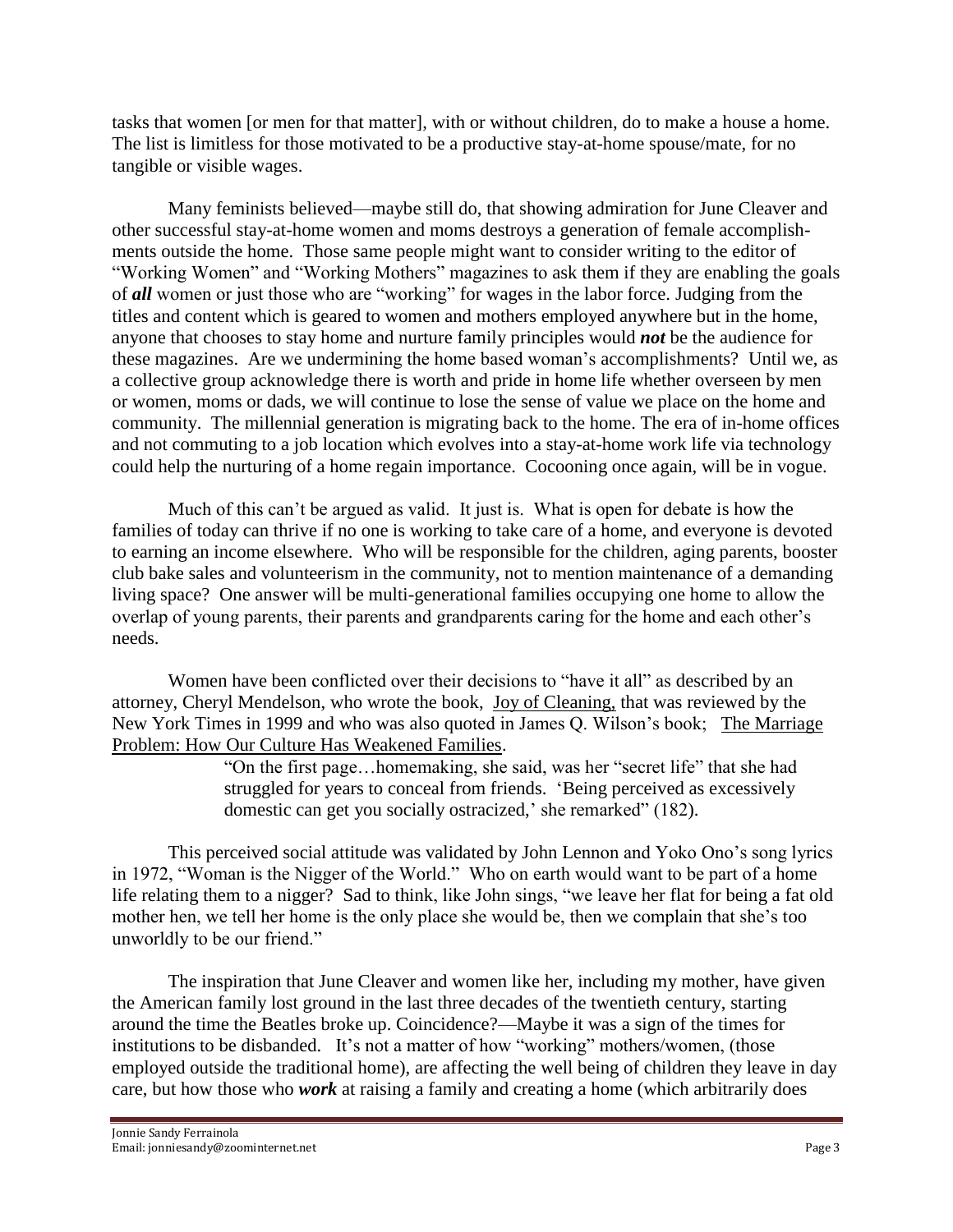tasks that women [or men for that matter], with or without children, do to make a house a home. The list is limitless for those motivated to be a productive stay-at-home spouse/mate, for no tangible or visible wages.

Many feminists believed—maybe still do, that showing admiration for June Cleaver and other successful stay-at-home women and moms destroys a generation of female accomplishments outside the home. Those same people might want to consider writing to the editor of "Working Women" and "Working Mothers" magazines to ask them if they are enabling the goals of ***all*** women or just those who are "working" for wages in the labor force. Judging from the titles and content which is geared to women and mothers employed anywhere but in the home, anyone that chooses to stay home and nurture family principles would ***not*** be the audience for these magazines. Are we undermining the home based woman's accomplishments? Until we, as a collective group acknowledge there is worth and pride in home life whether overseen by men or women, moms or dads, we will continue to lose the sense of value we place on the home and community. The millennial generation is migrating back to the home. The era of in-home offices and not commuting to a job location which evolves into a stay-at-home work life via technology could help the nurturing of a home regain importance. Cocooning once again, will be in vogue.

Much of this can't be argued as valid. It just is. What is open for debate is how the families of today can thrive if no one is working to take care of a home, and everyone is devoted to earning an income elsewhere. Who will be responsible for the children, aging parents, booster club bake sales and volunteerism in the community, not to mention maintenance of a demanding living space? One answer will be multi-generational families occupying one home to allow the overlap of young parents, their parents and grandparents caring for the home and each other's needs.

Women have been conflicted over their decisions to "have it all" as described by an attorney, Cheryl Mendelson, who wrote the book, Joy of Cleaning, that was reviewed by the New York Times in 1999 and who was also quoted in James Q. Wilson's book; The Marriage Problem: How Our Culture Has Weakened Families.

> "On the first page…homemaking, she said, was her "secret life" that she had struggled for years to conceal from friends. 'Being perceived as excessively domestic can get you socially ostracized,' she remarked" (182).

This perceived social attitude was validated by John Lennon and Yoko Ono's song lyrics in 1972, "Woman is the Nigger of the World." Who on earth would want to be part of a home life relating them to a nigger? Sad to think, like John sings, "we leave her flat for being a fat old mother hen, we tell her home is the only place she would be, then we complain that she's too unworldly to be our friend."

The inspiration that June Cleaver and women like her, including my mother, have given the American family lost ground in the last three decades of the twentieth century, starting around the time the Beatles broke up. Coincidence?—Maybe it was a sign of the times for institutions to be disbanded. It's not a matter of how "working" mothers/women, (those employed outside the traditional home), are affecting the well being of children they leave in day care, but how those who ***work*** at raising a family and creating a home (which arbitrarily does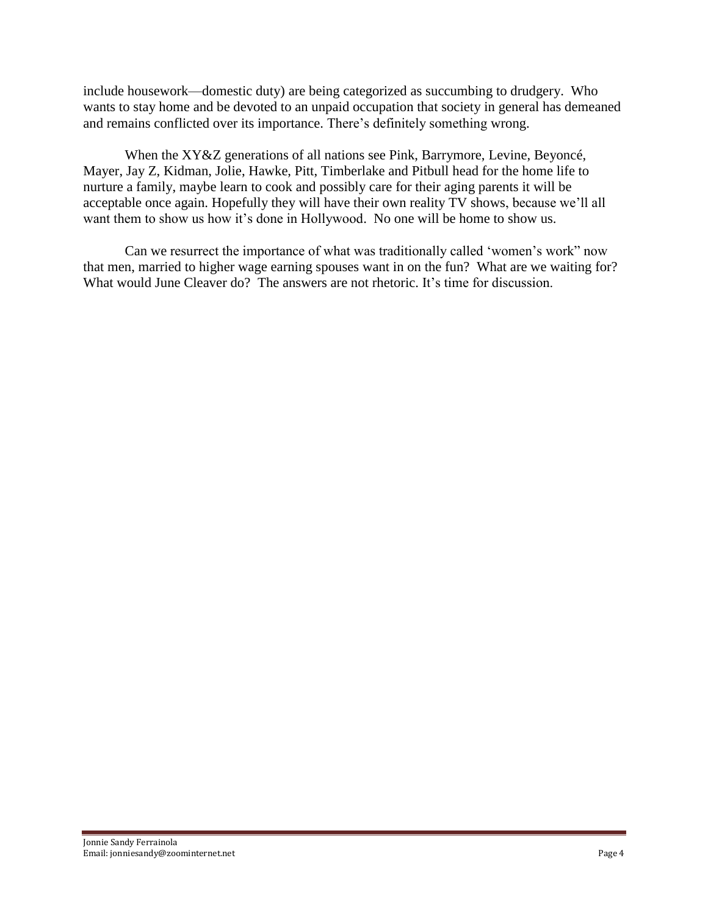include housework—domestic duty) are being categorized as succumbing to drudgery. Who wants to stay home and be devoted to an unpaid occupation that society in general has demeaned and remains conflicted over its importance. There's definitely something wrong.

When the XY&Z generations of all nations see Pink, Barrymore, Levine, Beyoncé, Mayer, Jay Z, Kidman, Jolie, Hawke, Pitt, Timberlake and Pitbull head for the home life to nurture a family, maybe learn to cook and possibly care for their aging parents it will be acceptable once again. Hopefully they will have their own reality TV shows, because we'll all want them to show us how it's done in Hollywood. No one will be home to show us.

Can we resurrect the importance of what was traditionally called 'women's work" now that men, married to higher wage earning spouses want in on the fun? What are we waiting for? What would June Cleaver do? The answers are not rhetoric. It's time for discussion.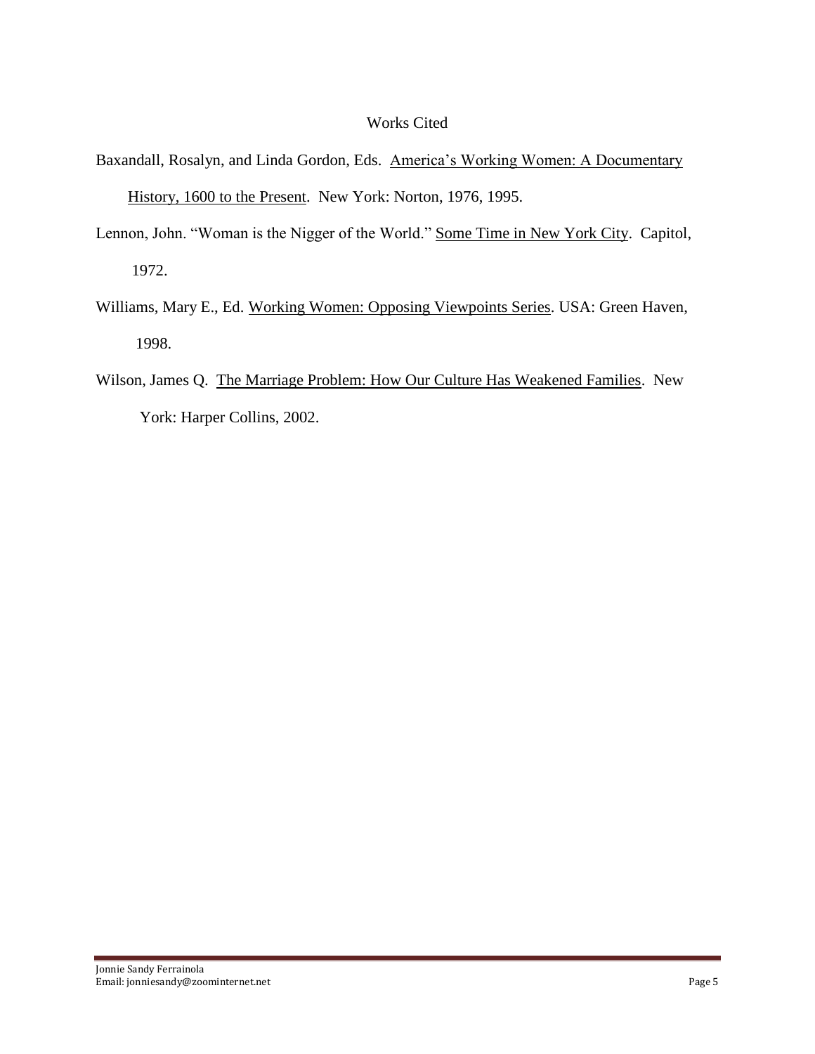# Works Cited

Baxandall, Rosalyn, and Linda Gordon, Eds. America's Working Women: A Documentary History, 1600 to the Present. New York: Norton, 1976, 1995.

Lennon, John. "Woman is the Nigger of the World." Some Time in New York City. Capitol, 1972.

Williams, Mary E., Ed. Working Women: Opposing Viewpoints Series. USA: Green Haven, 1998.

Wilson, James Q. The Marriage Problem: How Our Culture Has Weakened Families. New York: Harper Collins, 2002.